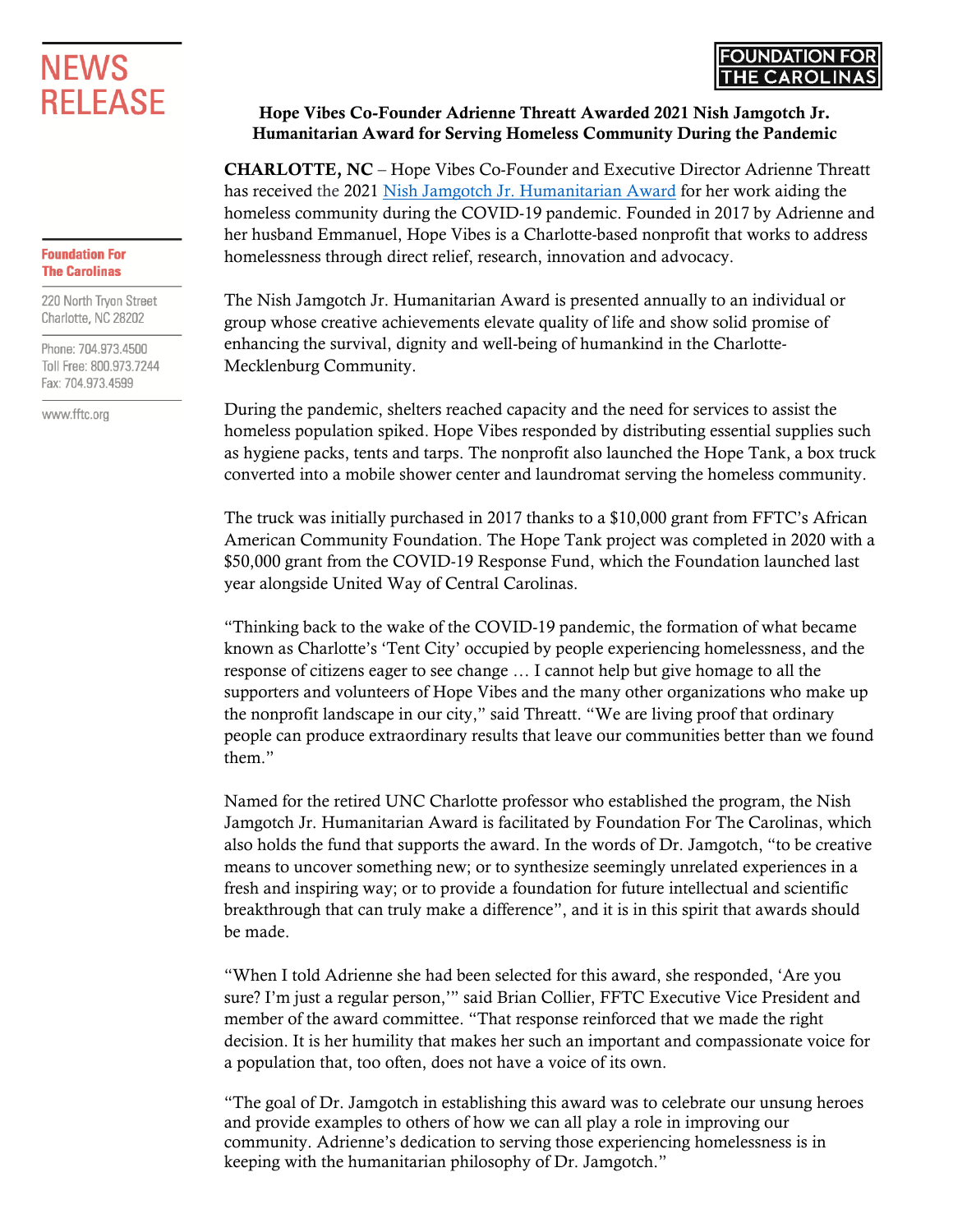# NEWS RELEASE

FOUNDATION FOR THE CAROLINAS

**Foundation For The Carolinas**

220 North Tryon Street
Charlotte, NC 28202

Phone: 704.973.4500
Toll Free: 800.973.7244
Fax: 704.973.4599

www.fftc.org

**Hope Vibes Co-Founder Adrienne Threatt Awarded 2021 Nish Jamgotch Jr. Humanitarian Award for Serving Homeless Community During the Pandemic**

**CHARLOTTE, NC** – Hope Vibes Co-Founder and Executive Director Adrienne Threatt has received the 2021 Nish Jamgotch Jr. Humanitarian Award for her work aiding the homeless community during the COVID-19 pandemic. Founded in 2017 by Adrienne and her husband Emmanuel, Hope Vibes is a Charlotte-based nonprofit that works to address homelessness through direct relief, research, innovation and advocacy.

The Nish Jamgotch Jr. Humanitarian Award is presented annually to an individual or group whose creative achievements elevate quality of life and show solid promise of enhancing the survival, dignity and well-being of humankind in the Charlotte-Mecklenburg Community.

During the pandemic, shelters reached capacity and the need for services to assist the homeless population spiked. Hope Vibes responded by distributing essential supplies such as hygiene packs, tents and tarps. The nonprofit also launched the Hope Tank, a box truck converted into a mobile shower center and laundromat serving the homeless community.

The truck was initially purchased in 2017 thanks to a $10,000 grant from FFTC's African American Community Foundation. The Hope Tank project was completed in 2020 with a $50,000 grant from the COVID-19 Response Fund, which the Foundation launched last year alongside United Way of Central Carolinas.

"Thinking back to the wake of the COVID-19 pandemic, the formation of what became known as Charlotte's 'Tent City' occupied by people experiencing homelessness, and the response of citizens eager to see change … I cannot help but give homage to all the supporters and volunteers of Hope Vibes and the many other organizations who make up the nonprofit landscape in our city," said Threatt. "We are living proof that ordinary people can produce extraordinary results that leave our communities better than we found them."

Named for the retired UNC Charlotte professor who established the program, the Nish Jamgotch Jr. Humanitarian Award is facilitated by Foundation For The Carolinas, which also holds the fund that supports the award. In the words of Dr. Jamgotch, "to be creative means to uncover something new; or to synthesize seemingly unrelated experiences in a fresh and inspiring way; or to provide a foundation for future intellectual and scientific breakthrough that can truly make a difference", and it is in this spirit that awards should be made.

"When I told Adrienne she had been selected for this award, she responded, 'Are you sure? I'm just a regular person,'" said Brian Collier, FFTC Executive Vice President and member of the award committee. "That response reinforced that we made the right decision. It is her humility that makes her such an important and compassionate voice for a population that, too often, does not have a voice of its own.

"The goal of Dr. Jamgotch in establishing this award was to celebrate our unsung heroes and provide examples to others of how we can all play a role in improving our community. Adrienne's dedication to serving those experiencing homelessness is in keeping with the humanitarian philosophy of Dr. Jamgotch."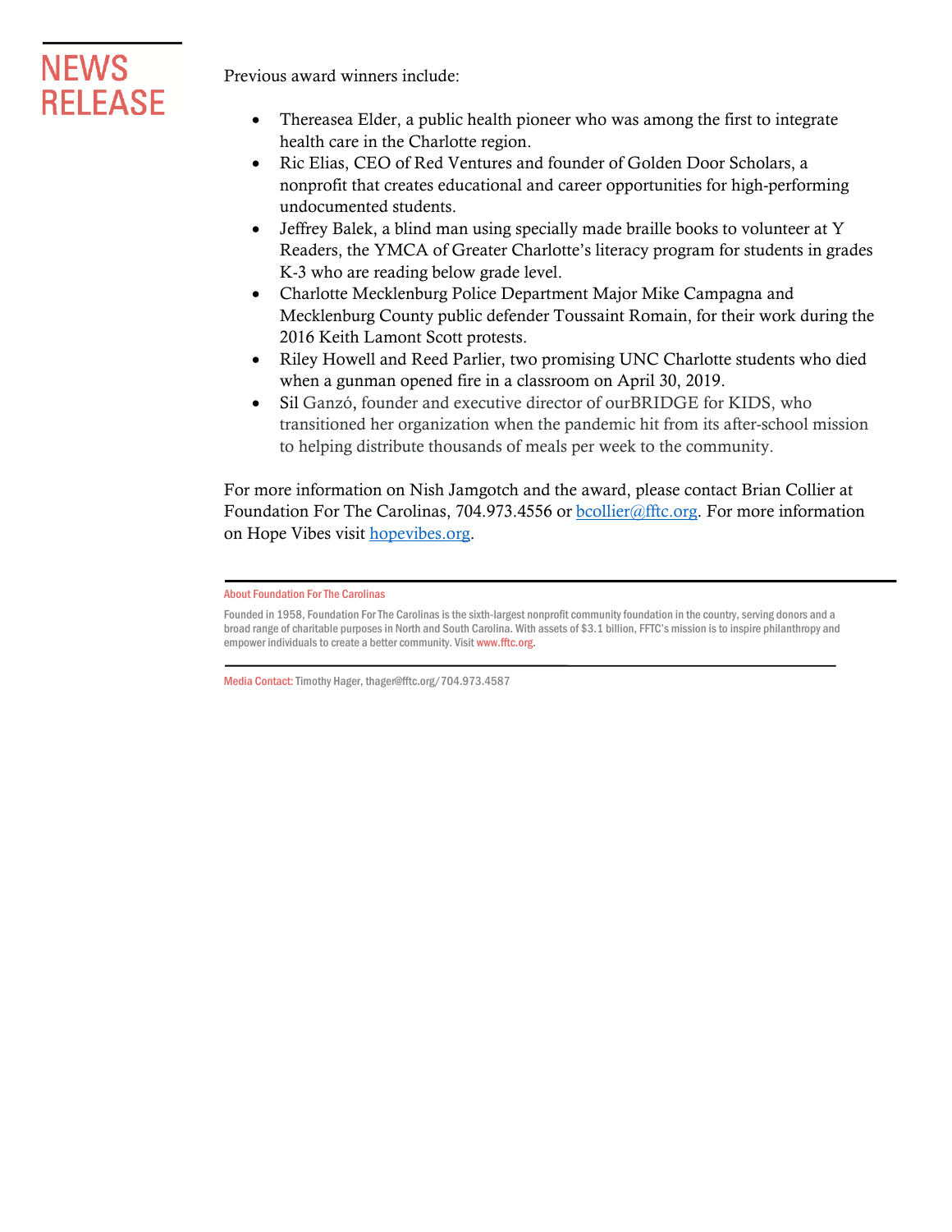Previous award winners include:

- Thereasea Elder, a public health pioneer who was among the first to integrate health care in the Charlotte region.
- Ric Elias, CEO of Red Ventures and founder of Golden Door Scholars, a nonprofit that creates educational and career opportunities for high-performing undocumented students.
- Jeffrey Balek, a blind man using specially made braille books to volunteer at Y Readers, the YMCA of Greater Charlotte's literacy program for students in grades K-3 who are reading below grade level.
- Charlotte Mecklenburg Police Department Major Mike Campagna and Mecklenburg County public defender Toussaint Romain, for their work during the 2016 Keith Lamont Scott protests.
- Riley Howell and Reed Parlier, two promising UNC Charlotte students who died when a gunman opened fire in a classroom on April 30, 2019.
- Sil Ganzó, founder and executive director of ourBRIDGE for KIDS, who transitioned her organization when the pandemic hit from its after-school mission to helping distribute thousands of meals per week to the community.

For more information on Nish Jamgotch and the award, please contact Brian Collier at Foundation For The Carolinas, 704.973.4556 or bcollier@fftc.org. For more information on Hope Vibes visit hopevibes.org.

**About Foundation For The Carolinas**

Founded in 1958, Foundation For The Carolinas is the sixth-largest nonprofit community foundation in the country, serving donors and a broad range of charitable purposes in North and South Carolina. With assets of $3.1 billion, FFTC's mission is to inspire philanthropy and empower individuals to create a better community. Visit www.fftc.org.

Media Contact: Timothy Hager, thager@fftc.org/704.973.4587